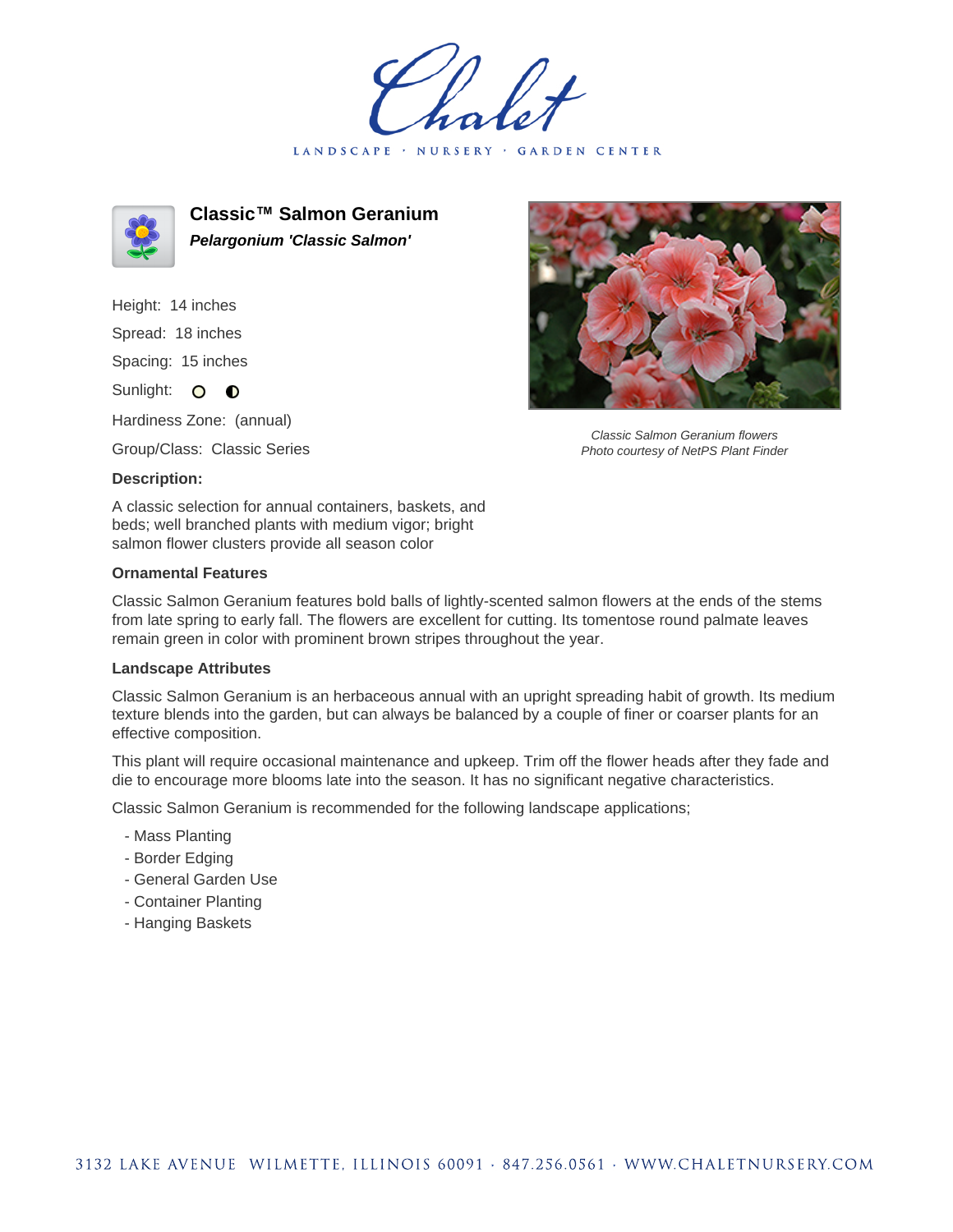Chalet

LANDSCAPE · NURSERY · GARDEN CENTER

# Classic™ Salmon Geranium

***Pelargonium 'Classic Salmon'***

Height: 14 inches

Spread: 18 inches

Spacing: 15 inches

Sunlight: ○ ◐

Hardiness Zone: (annual)

Group/Class: Classic Series

*Classic Salmon Geranium flowers*
*Photo courtesy of NetPS Plant Finder*

### Description:

A classic selection for annual containers, baskets, and beds; well branched plants with medium vigor; bright salmon flower clusters provide all season color

### Ornamental Features

Classic Salmon Geranium features bold balls of lightly-scented salmon flowers at the ends of the stems from late spring to early fall. The flowers are excellent for cutting. Its tomentose round palmate leaves remain green in color with prominent brown stripes throughout the year.

### Landscape Attributes

Classic Salmon Geranium is an herbaceous annual with an upright spreading habit of growth. Its medium texture blends into the garden, but can always be balanced by a couple of finer or coarser plants for an effective composition.

This plant will require occasional maintenance and upkeep. Trim off the flower heads after they fade and die to encourage more blooms late into the season. It has no significant negative characteristics.

Classic Salmon Geranium is recommended for the following landscape applications;

- Mass Planting
- Border Edging
- General Garden Use
- Container Planting
- Hanging Baskets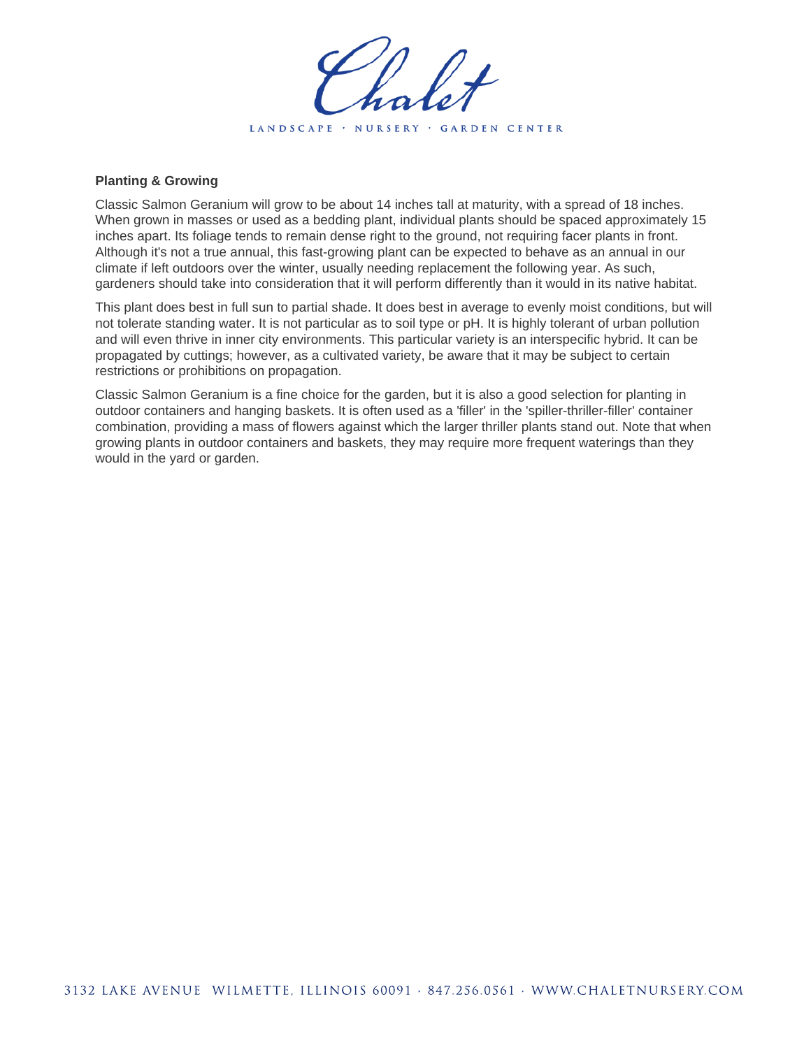**Planting & Growing**

Classic Salmon Geranium will grow to be about 14 inches tall at maturity, with a spread of 18 inches. When grown in masses or used as a bedding plant, individual plants should be spaced approximately 15 inches apart. Its foliage tends to remain dense right to the ground, not requiring facer plants in front. Although it's not a true annual, this fast-growing plant can be expected to behave as an annual in our climate if left outdoors over the winter, usually needing replacement the following year. As such, gardeners should take into consideration that it will perform differently than it would in its native habitat.

This plant does best in full sun to partial shade. It does best in average to evenly moist conditions, but will not tolerate standing water. It is not particular as to soil type or pH. It is highly tolerant of urban pollution and will even thrive in inner city environments. This particular variety is an interspecific hybrid. It can be propagated by cuttings; however, as a cultivated variety, be aware that it may be subject to certain restrictions or prohibitions on propagation.

Classic Salmon Geranium is a fine choice for the garden, but it is also a good selection for planting in outdoor containers and hanging baskets. It is often used as a 'filler' in the 'spiller-thriller-filler' container combination, providing a mass of flowers against which the larger thriller plants stand out. Note that when growing plants in outdoor containers and baskets, they may require more frequent waterings than they would in the yard or garden.